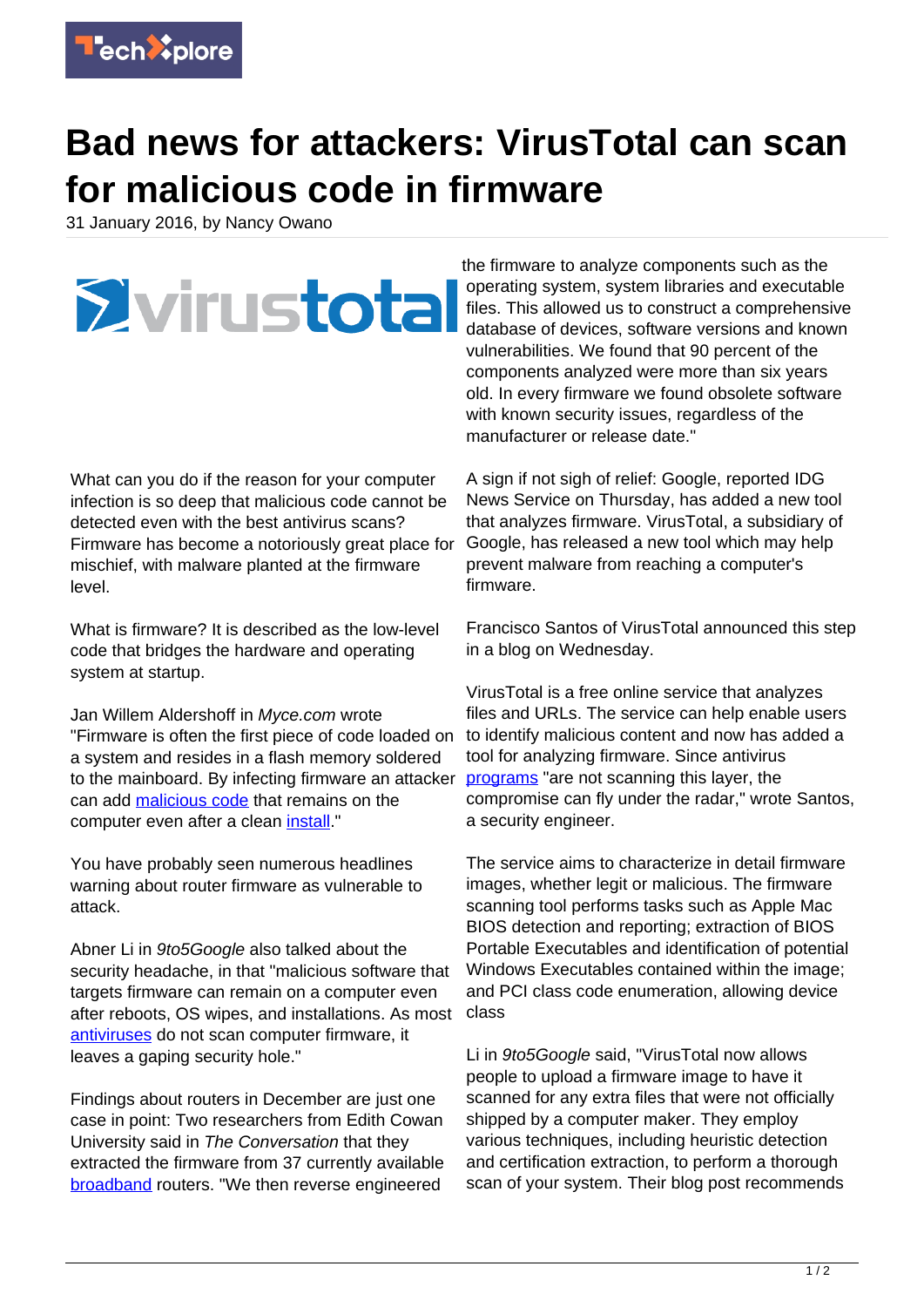# Bad news for attackers: VirusTotal can scan for malicious code in firmware

31 January 2016, by Nancy Owano

What can you do if the reason for your computer infection is so deep that malicious code cannot be detected even with the best antivirus scans? Firmware has become a notoriously great place for mischief, with malware planted at the firmware level.

What is firmware? It is described as the low-level code that bridges the hardware and operating system at startup.

Jan Willem Aldershoff in *Myce.com* wrote "Firmware is often the first piece of code loaded on a system and resides in a flash memory soldered to the mainboard. By infecting firmware an attacker can add malicious code that remains on the computer even after a clean install."

You have probably seen numerous headlines warning about router firmware as vulnerable to attack.

Abner Li in *9to5Google* also talked about the security headache, in that "malicious software that targets firmware can remain on a computer even after reboots, OS wipes, and installations. As most antiviruses do not scan computer firmware, it leaves a gaping security hole."

Findings about routers in December are just one case in point: Two researchers from Edith Cowan University said in *The Conversation* that they extracted the firmware from 37 currently available broadband routers. "We then reverse engineered the firmware to analyze components such as the operating system, system libraries and executable files. This allowed us to construct a comprehensive database of devices, software versions and known vulnerabilities. We found that 90 percent of the components analyzed were more than six years old. In every firmware we found obsolete software with known security issues, regardless of the manufacturer or release date."

A sign if not sigh of relief: Google, reported IDG News Service on Thursday, has added a new tool that analyzes firmware. VirusTotal, a subsidiary of Google, has released a new tool which may help prevent malware from reaching a computer's firmware.

Francisco Santos of VirusTotal announced this step in a blog on Wednesday.

VirusTotal is a free online service that analyzes files and URLs. The service can help enable users to identify malicious content and now has added a tool for analyzing firmware. Since antivirus programs "are not scanning this layer, the compromise can fly under the radar," wrote Santos, a security engineer.

The service aims to characterize in detail firmware images, whether legit or malicious. The firmware scanning tool performs tasks such as Apple Mac BIOS detection and reporting; extraction of BIOS Portable Executables and identification of potential Windows Executables contained within the image; and PCI class code enumeration, allowing device class

Li in *9to5Google* said, "VirusTotal now allows people to upload a firmware image to have it scanned for any extra files that were not officially shipped by a computer maker. They employ various techniques, including heuristic detection and certification extraction, to perform a thorough scan of your system. Their blog post recommends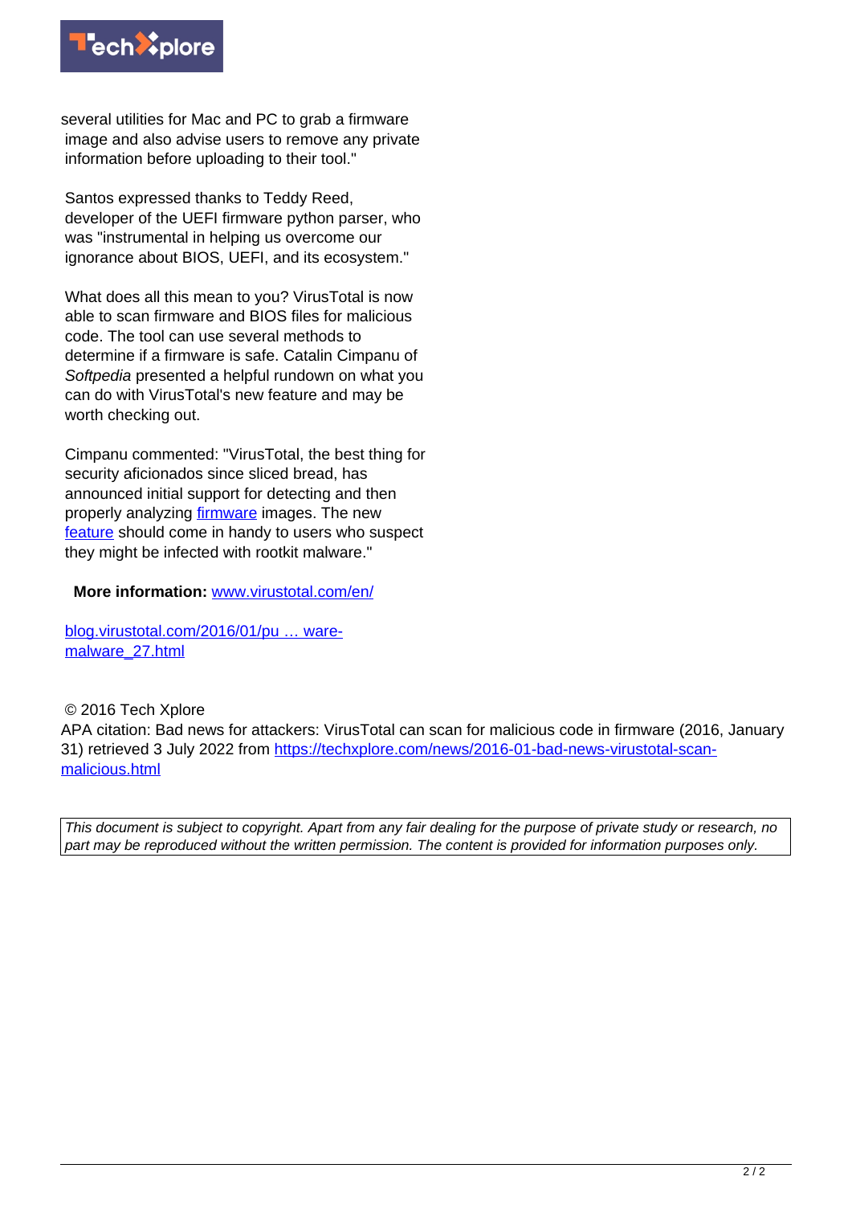several utilities for Mac and PC to grab a firmware image and also advise users to remove any private information before uploading to their tool."

Santos expressed thanks to Teddy Reed, developer of the UEFI firmware python parser, who was "instrumental in helping us overcome our ignorance about BIOS, UEFI, and its ecosystem."

What does all this mean to you? VirusTotal is now able to scan firmware and BIOS files for malicious code. The tool can use several methods to determine if a firmware is safe. Catalin Cimpanu of *Softpedia* presented a helpful rundown on what you can do with VirusTotal's new feature and may be worth checking out.

Cimpanu commented: "VirusTotal, the best thing for security aficionados since sliced bread, has announced initial support for detecting and then properly analyzing [firmware] images. The new [feature] should come in handy to users who suspect they might be infected with rootkit malware."

**More information:** www.virustotal.com/en/

blog.virustotal.com/2016/01/pu … ware-malware_27.html

© 2016 Tech Xplore

APA citation: Bad news for attackers: VirusTotal can scan for malicious code in firmware (2016, January 31) retrieved 3 July 2022 from https://techxplore.com/news/2016-01-bad-news-virustotal-scan-malicious.html

*This document is subject to copyright. Apart from any fair dealing for the purpose of private study or research, no part may be reproduced without the written permission. The content is provided for information purposes only.*